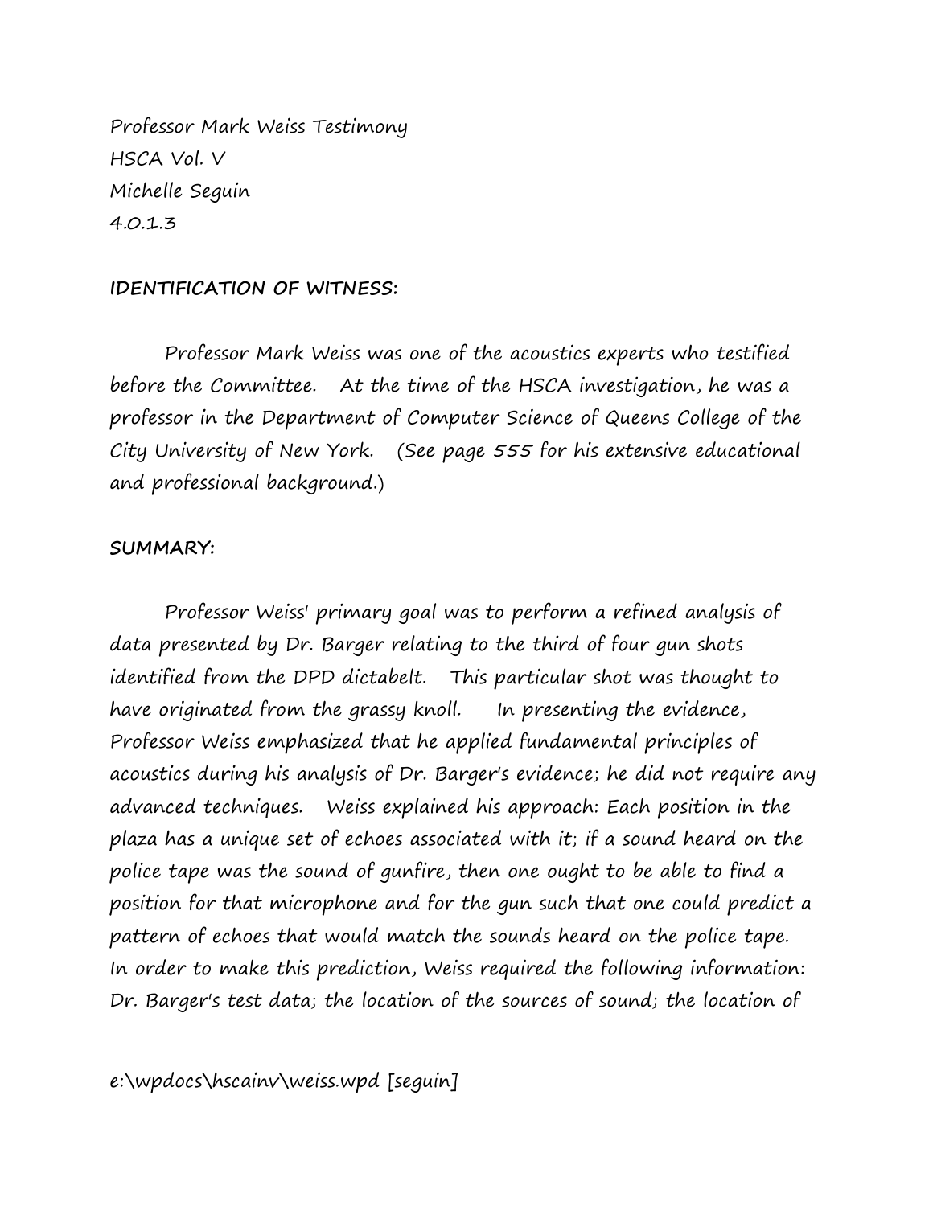Professor Mark Weiss Testimony
HSCA Vol. V
Michelle Seguin
4.0.1.3

**IDENTIFICATION OF WITNESS:**

Professor Mark Weiss was one of the acoustics experts who testified before the Committee. At the time of the HSCA investigation, he was a professor in the Department of Computer Science of Queens College of the City University of New York. (See page 555 for his extensive educational and professional background.)

**SUMMARY:**

Professor Weiss' primary goal was to perform a refined analysis of data presented by Dr. Barger relating to the third of four gun shots identified from the DPD dictabelt. This particular shot was thought to have originated from the grassy knoll. In presenting the evidence, Professor Weiss emphasized that he applied fundamental principles of acoustics during his analysis of Dr. Barger's evidence; he did not require any advanced techniques. Weiss explained his approach: Each position in the plaza has a unique set of echoes associated with it; if a sound heard on the police tape was the sound of gunfire, then one ought to be able to find a position for that microphone and for the gun such that one could predict a pattern of echoes that would match the sounds heard on the police tape. In order to make this prediction, Weiss required the following information: Dr. Barger's test data; the location of the sources of sound; the location of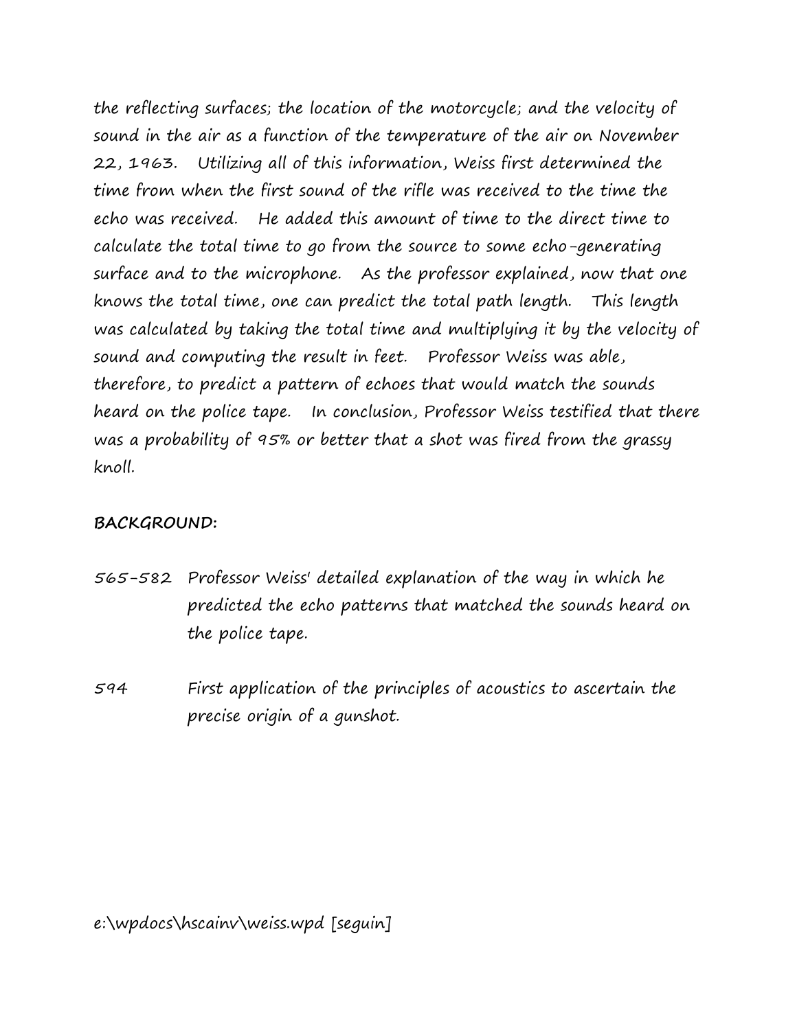the reflecting surfaces; the location of the motorcycle; and the velocity of sound in the air as a function of the temperature of the air on November 22, 1963. Utilizing all of this information, Weiss first determined the time from when the first sound of the rifle was received to the time the echo was received. He added this amount of time to the direct time to calculate the total time to go from the source to some echo-generating surface and to the microphone. As the professor explained, now that one knows the total time, one can predict the total path length. This length was calculated by taking the total time and multiplying it by the velocity of sound and computing the result in feet. Professor Weiss was able, therefore, to predict a pattern of echoes that would match the sounds heard on the police tape. In conclusion, Professor Weiss testified that there was a probability of 95% or better that a shot was fired from the grassy knoll.

**BACKGROUND:**

565-582 Professor Weiss' detailed explanation of the way in which he predicted the echo patterns that matched the sounds heard on the police tape.

594 First application of the principles of acoustics to ascertain the precise origin of a gunshot.

e:\wpdocs\hscainv\weiss.wpd [seguin]